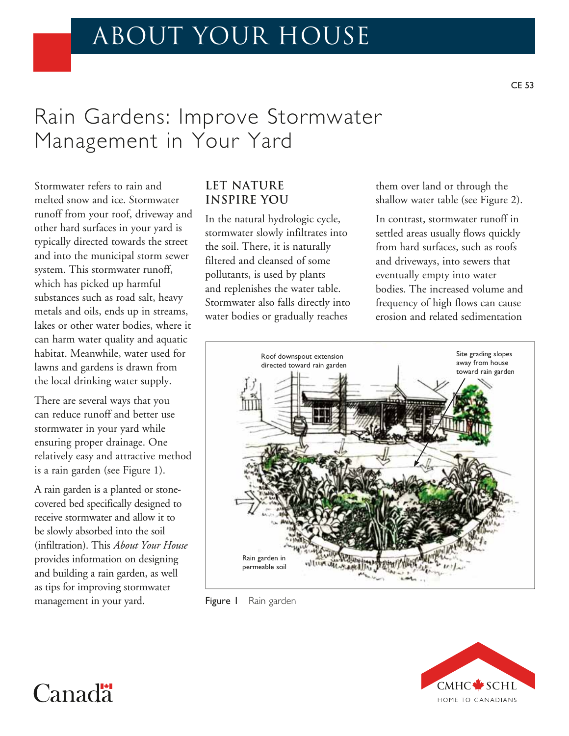# ABOUT YOUR HOUSE

CE 53

# Rain Gardens: Improve Stormwater Management in Your Yard

Stormwater refers to rain and melted snow and ice. Stormwater runoff from your roof, driveway and other hard surfaces in your yard is typically directed towards the street and into the municipal storm sewer system. This stormwater runoff, which has picked up harmful substances such as road salt, heavy metals and oils, ends up in streams, lakes or other water bodies, where it can harm water quality and aquatic habitat. Meanwhile, water used for lawns and gardens is drawn from the local drinking water supply.

There are several ways that you can reduce runoff and better use stormwater in your yard while ensuring proper drainage. One relatively easy and attractive method is a rain garden (see Figure 1).

A rain garden is a planted or stone-covered bed specifically designed to receive stormwater and allow it to be slowly absorbed into the soil (infiltration). This *About Your House* provides information on designing and building a rain garden, as well as tips for improving stormwater management in your yard.

## LET NATURE INSPIRE YOU

In the natural hydrologic cycle, stormwater slowly infiltrates into the soil. There, it is naturally filtered and cleansed of some pollutants, is used by plants and replenishes the water table. Stormwater also falls directly into water bodies or gradually reaches them over land or through the shallow water table (see Figure 2).

In contrast, stormwater runoff in settled areas usually flows quickly from hard surfaces, such as roofs and driveways, into sewers that eventually empty into water bodies. The increased volume and frequency of high flows can cause erosion and related sedimentation

Roof downspout extension directed toward rain garden

Site grading slopes away from house toward rain garden

Rain garden in permeable soil

Figure 1 Rain garden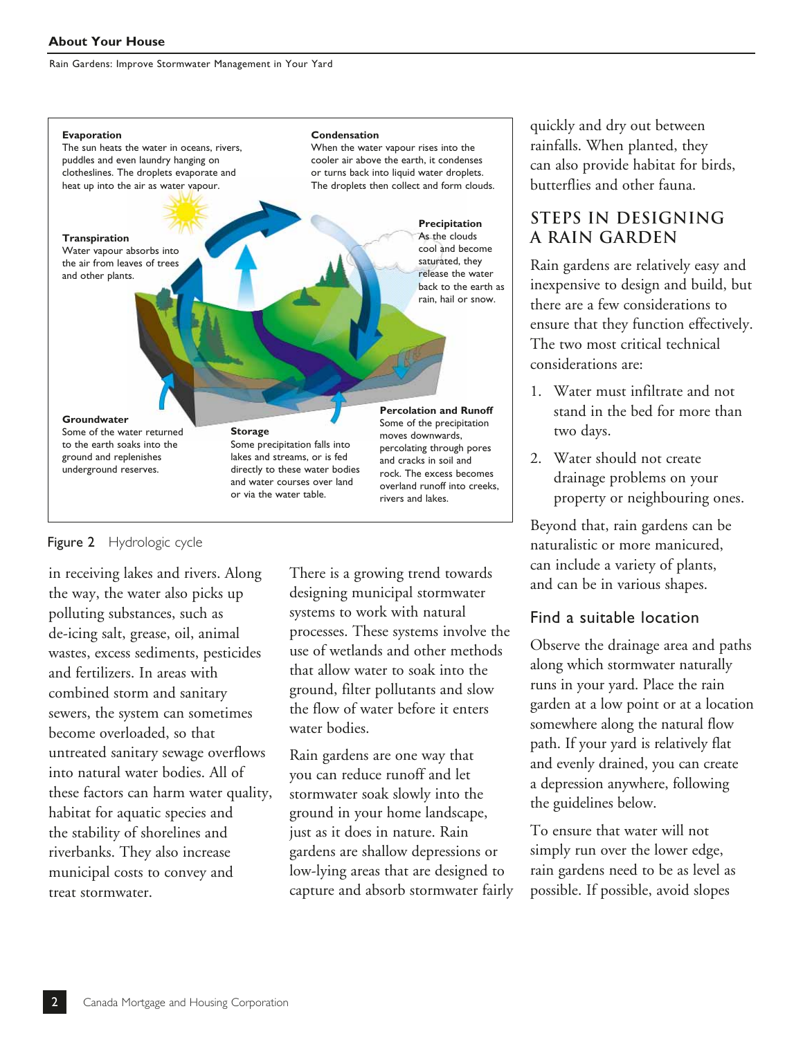**Evaporation**
The sun heats the water in oceans, rivers, puddles and even laundry hanging on clotheslines. The droplets evaporate and heat up into the air as water vapour.

**Condensation**
When the water vapour rises into the cooler air above the earth, it condenses or turns back into liquid water droplets. The droplets then collect and form clouds.

**Transpiration**
Water vapour absorbs into the air from leaves of trees and other plants.

**Precipitation**
As the clouds cool and become saturated, they release the water back to the earth as rain, hail or snow.

**Groundwater**
Some of the water returned to the earth soaks into the ground and replenishes underground reserves.

**Storage**
Some precipitation falls into lakes and streams, or is fed directly to these water bodies and water courses over land or via the water table.

**Percolation and Runoff**
Some of the precipitation moves downwards, percolating through pores and cracks in soil and rock. The excess becomes overland runoff into creeks, rivers and lakes.

Figure 2 Hydrologic cycle

in receiving lakes and rivers. Along the way, the water also picks up polluting substances, such as de-icing salt, grease, oil, animal wastes, excess sediments, pesticides and fertilizers. In areas with combined storm and sanitary sewers, the system can sometimes become overloaded, so that untreated sanitary sewage overflows into natural water bodies. All of these factors can harm water quality, habitat for aquatic species and the stability of shorelines and riverbanks. They also increase municipal costs to convey and treat stormwater.

There is a growing trend towards designing municipal stormwater systems to work with natural processes. These systems involve the use of wetlands and other methods that allow water to soak into the ground, filter pollutants and slow the flow of water before it enters water bodies.

Rain gardens are one way that you can reduce runoff and let stormwater soak slowly into the ground in your home landscape, just as it does in nature. Rain gardens are shallow depressions or low-lying areas that are designed to capture and absorb stormwater fairly quickly and dry out between rainfalls. When planted, they can also provide habitat for birds, butterflies and other fauna.

## STEPS IN DESIGNING A RAIN GARDEN

Rain gardens are relatively easy and inexpensive to design and build, but there are a few considerations to ensure that they function effectively. The two most critical technical considerations are:

1. Water must infiltrate and not stand in the bed for more than two days.
2. Water should not create drainage problems on your property or neighbouring ones.

Beyond that, rain gardens can be naturalistic or more manicured, can include a variety of plants, and can be in various shapes.

### Find a suitable location

Observe the drainage area and paths along which stormwater naturally runs in your yard. Place the rain garden at a low point or at a location somewhere along the natural flow path. If your yard is relatively flat and evenly drained, you can create a depression anywhere, following the guidelines below.

To ensure that water will not simply run over the lower edge, rain gardens need to be as level as possible. If possible, avoid slopes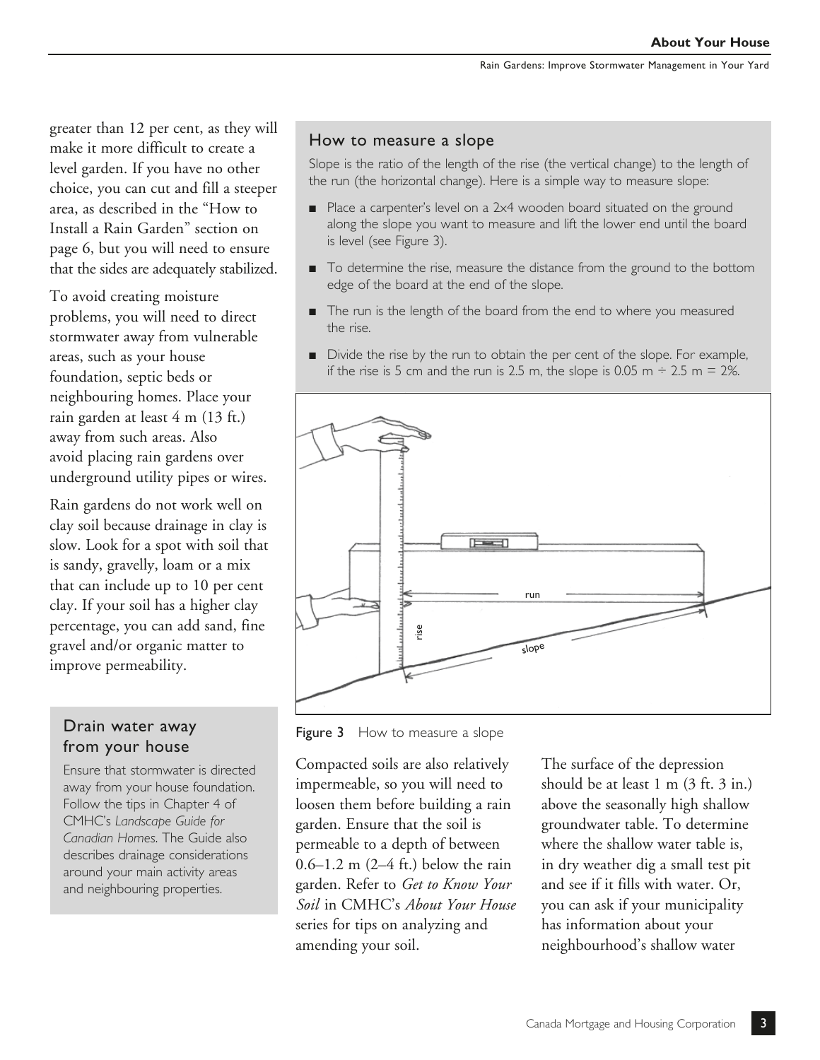greater than 12 per cent, as they will make it more difficult to create a level garden. If you have no other choice, you can cut and fill a steeper area, as described in the "How to Install a Rain Garden" section on page 6, but you will need to ensure that the sides are adequately stabilized.

To avoid creating moisture problems, you will need to direct stormwater away from vulnerable areas, such as your house foundation, septic beds or neighbouring homes. Place your rain garden at least 4 m (13 ft.) away from such areas. Also avoid placing rain gardens over underground utility pipes or wires.

Rain gardens do not work well on clay soil because drainage in clay is slow. Look for a spot with soil that is sandy, gravelly, loam or a mix that can include up to 10 per cent clay. If your soil has a higher clay percentage, you can add sand, fine gravel and/or organic matter to improve permeability.

## Drain water away from your house

Ensure that stormwater is directed away from your house foundation. Follow the tips in Chapter 4 of CMHC's *Landscape Guide for Canadian Homes*. The Guide also describes drainage considerations around your main activity areas and neighbouring properties.

## How to measure a slope

Slope is the ratio of the length of the rise (the vertical change) to the length of the run (the horizontal change). Here is a simple way to measure slope:

- Place a carpenter's level on a 2x4 wooden board situated on the ground along the slope you want to measure and lift the lower end until the board is level (see Figure 3).
- To determine the rise, measure the distance from the ground to the bottom edge of the board at the end of the slope.
- The run is the length of the board from the end to where you measured the rise.
- Divide the rise by the run to obtain the per cent of the slope. For example, if the rise is 5 cm and the run is 2.5 m, the slope is 0.05 m ÷ 2.5 m = 2%.

**Figure 3** How to measure a slope

Compacted soils are also relatively impermeable, so you will need to loosen them before building a rain garden. Ensure that the soil is permeable to a depth of between 0.6–1.2 m (2–4 ft.) below the rain garden. Refer to *Get to Know Your Soil* in CMHC's *About Your House* series for tips on analyzing and amending your soil.

The surface of the depression should be at least 1 m (3 ft. 3 in.) above the seasonally high shallow groundwater table. To determine where the shallow water table is, in dry weather dig a small test pit and see if it fills with water. Or, you can ask if your municipality has information about your neighbourhood's shallow water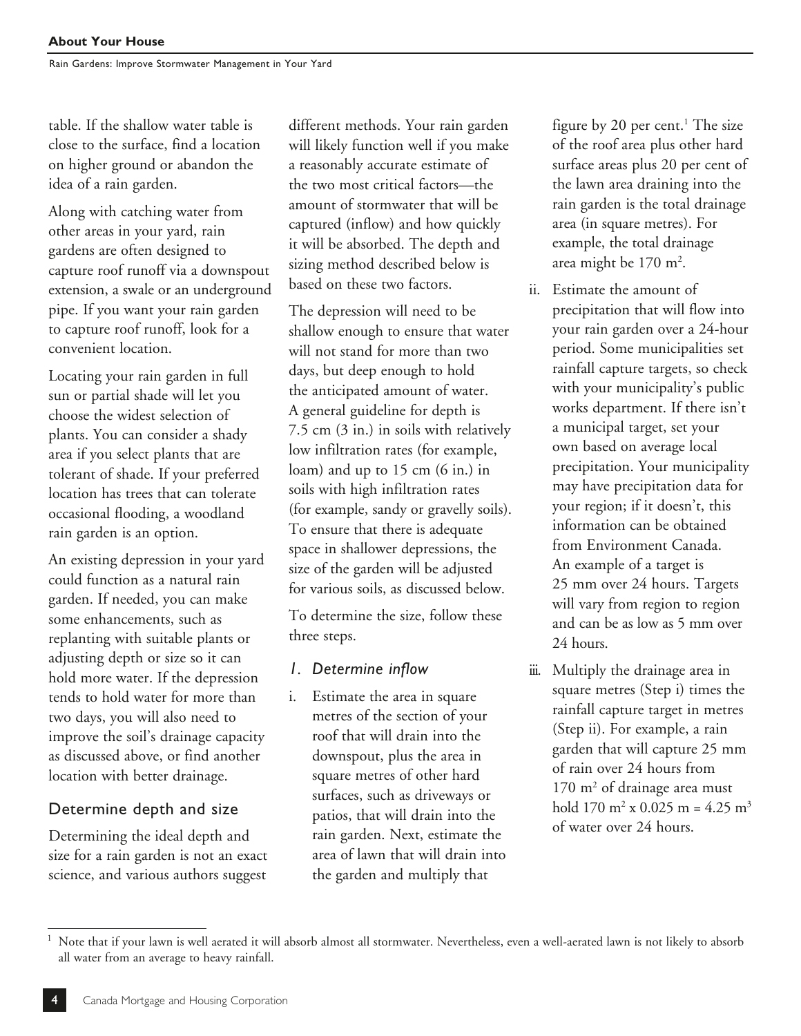table. If the shallow water table is close to the surface, find a location on higher ground or abandon the idea of a rain garden.

Along with catching water from other areas in your yard, rain gardens are often designed to capture roof runoff via a downspout extension, a swale or an underground pipe. If you want your rain garden to capture roof runoff, look for a convenient location.

Locating your rain garden in full sun or partial shade will let you choose the widest selection of plants. You can consider a shady area if you select plants that are tolerant of shade. If your preferred location has trees that can tolerate occasional flooding, a woodland rain garden is an option.

An existing depression in your yard could function as a natural rain garden. If needed, you can make some enhancements, such as replanting with suitable plants or adjusting depth or size so it can hold more water. If the depression tends to hold water for more than two days, you will also need to improve the soil's drainage capacity as discussed above, or find another location with better drainage.

## Determine depth and size

Determining the ideal depth and size for a rain garden is not an exact science, and various authors suggest different methods. Your rain garden will likely function well if you make a reasonably accurate estimate of the two most critical factors—the amount of stormwater that will be captured (inflow) and how quickly it will be absorbed. The depth and sizing method described below is based on these two factors.

The depression will need to be shallow enough to ensure that water will not stand for more than two days, but deep enough to hold the anticipated amount of water. A general guideline for depth is 7.5 cm (3 in.) in soils with relatively low infiltration rates (for example, loam) and up to 15 cm (6 in.) in soils with high infiltration rates (for example, sandy or gravelly soils). To ensure that there is adequate space in shallower depressions, the size of the garden will be adjusted for various soils, as discussed below.

To determine the size, follow these three steps.

### *1. Determine inflow*

i. Estimate the area in square metres of the section of your roof that will drain into the downspout, plus the area in square metres of other hard surfaces, such as driveways or patios, that will drain into the rain garden. Next, estimate the area of lawn that will drain into the garden and multiply that figure by 20 per cent.[1] The size of the roof area plus other hard surface areas plus 20 per cent of the lawn area draining into the rain garden is the total drainage area (in square metres). For example, the total drainage area might be 170 $m^2$.

ii. Estimate the amount of precipitation that will flow into your rain garden over a 24-hour period. Some municipalities set rainfall capture targets, so check with your municipality's public works department. If there isn't a municipal target, set your own based on average local precipitation. Your municipality may have precipitation data for your region; if it doesn't, this information can be obtained from Environment Canada. An example of a target is 25 mm over 24 hours. Targets will vary from region to region and can be as low as 5 mm over 24 hours.

iii. Multiply the drainage area in square metres (Step i) times the rainfall capture target in metres (Step ii). For example, a rain garden that will capture 25 mm of rain over 24 hours from 170 $m^2$ of drainage area must hold 170 $m^2$ x 0.025 m = 4.25 $m^3$ of water over 24 hours.

---

[1] Note that if your lawn is well aerated it will absorb almost all stormwater. Nevertheless, even a well-aerated lawn is not likely to absorb all water from an average to heavy rainfall.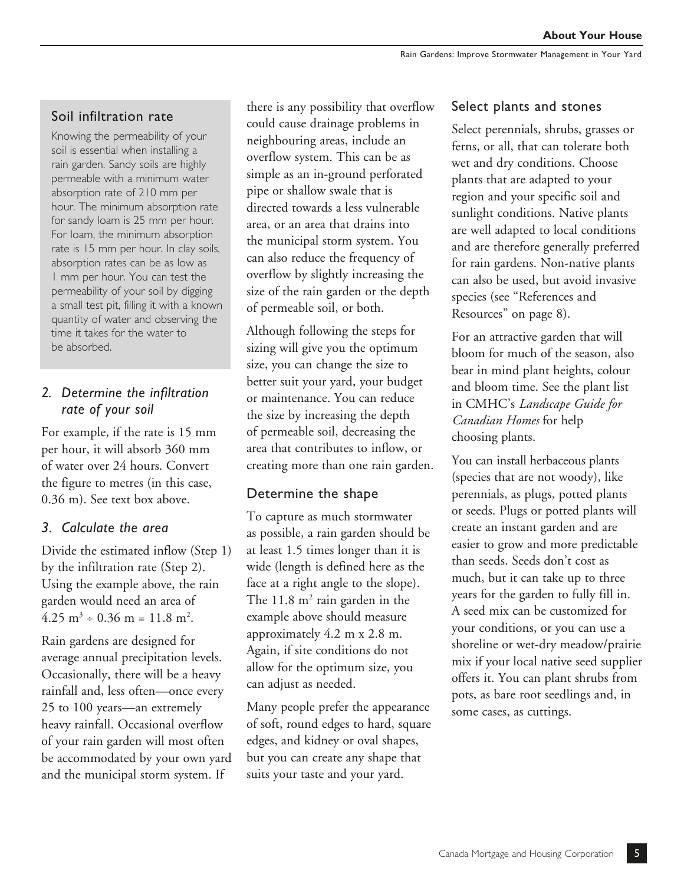### Soil infiltration rate

Knowing the permeability of your soil is essential when installing a rain garden. Sandy soils are highly permeable with a minimum water absorption rate of 210 mm per hour. The minimum absorption rate for sandy loam is 25 mm per hour. For loam, the minimum absorption rate is 15 mm per hour. In clay soils, absorption rates can be as low as 1 mm per hour. You can test the permeability of your soil by digging a small test pit, filling it with a known quantity of water and observing the time it takes for the water to be absorbed.

### *2. Determine the infiltration rate of your soil*

For example, if the rate is 15 mm per hour, it will absorb 360 mm of water over 24 hours. Convert the figure to metres (in this case, 0.36 m). See text box above.

### *3. Calculate the area*

Divide the estimated inflow (Step 1) by the infiltration rate (Step 2). Using the example above, the rain garden would need an area of $4.25\ m^3 \div 0.36\ m = 11.8\ m^2$.

Rain gardens are designed for average annual precipitation levels. Occasionally, there will be a heavy rainfall and, less often—once every 25 to 100 years—an extremely heavy rainfall. Occasional overflow of your rain garden will most often be accommodated by your own yard and the municipal storm system. If there is any possibility that overflow could cause drainage problems in neighbouring areas, include an overflow system. This can be as simple as an in-ground perforated pipe or shallow swale that is directed towards a less vulnerable area, or an area that drains into the municipal storm system. You can also reduce the frequency of overflow by slightly increasing the size of the rain garden or the depth of permeable soil, or both.

Although following the steps for sizing will give you the optimum size, you can change the size to better suit your yard, your budget or maintenance. You can reduce the size by increasing the depth of permeable soil, decreasing the area that contributes to inflow, or creating more than one rain garden.

## Determine the shape

To capture as much stormwater as possible, a rain garden should be at least 1.5 times longer than it is wide (length is defined here as the face at a right angle to the slope). The $11.8\ m^2$ rain garden in the example above should measure approximately 4.2 m x 2.8 m. Again, if site conditions do not allow for the optimum size, you can adjust as needed.

Many people prefer the appearance of soft, round edges to hard, square edges, and kidney or oval shapes, but you can create any shape that suits your taste and your yard.

## Select plants and stones

Select perennials, shrubs, grasses or ferns, or all, that can tolerate both wet and dry conditions. Choose plants that are adapted to your region and your specific soil and sunlight conditions. Native plants are well adapted to local conditions and are therefore generally preferred for rain gardens. Non-native plants can also be used, but avoid invasive species (see "References and Resources" on page 8).

For an attractive garden that will bloom for much of the season, also bear in mind plant heights, colour and bloom time. See the plant list in CMHC's *Landscape Guide for Canadian Homes* for help choosing plants.

You can install herbaceous plants (species that are not woody), like perennials, as plugs, potted plants or seeds. Plugs or potted plants will create an instant garden and are easier to grow and more predictable than seeds. Seeds don't cost as much, but it can take up to three years for the garden to fully fill in. A seed mix can be customized for your conditions, or you can use a shoreline or wet-dry meadow/prairie mix if your local native seed supplier offers it. You can plant shrubs from pots, as bare root seedlings and, in some cases, as cuttings.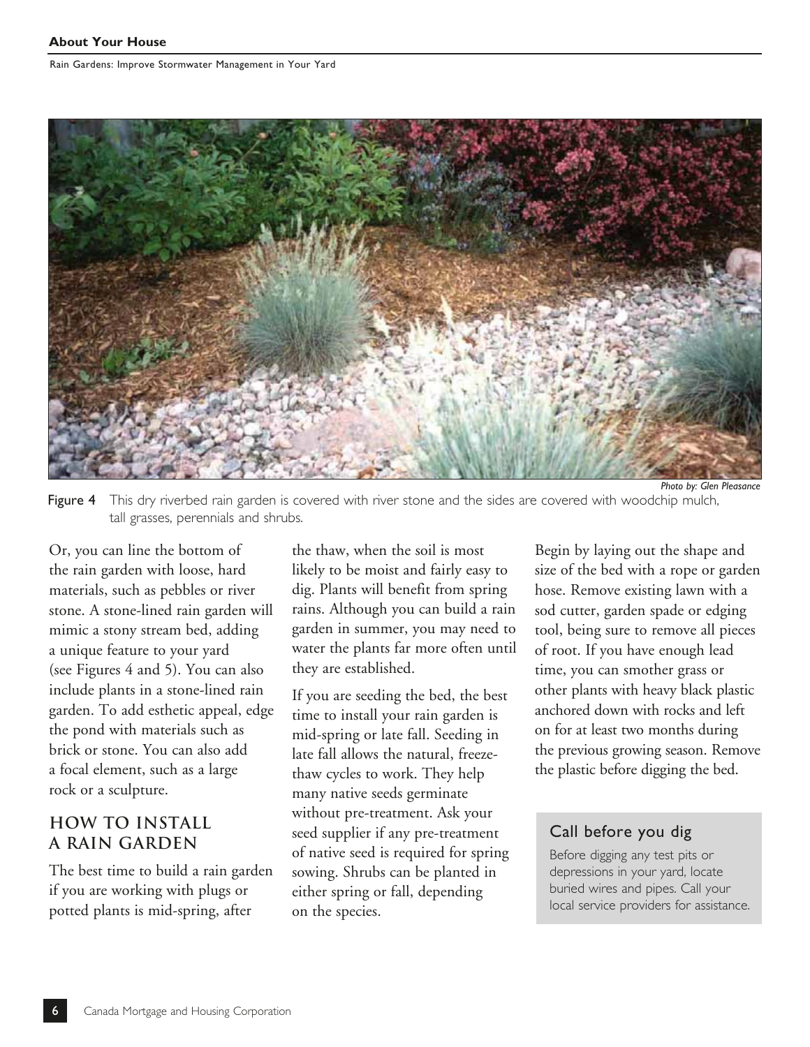Photo by: Glen Pleasance

**Figure 4** This dry riverbed rain garden is covered with river stone and the sides are covered with woodchip mulch, tall grasses, perennials and shrubs.

Or, you can line the bottom of the rain garden with loose, hard materials, such as pebbles or river stone. A stone-lined rain garden will mimic a stony stream bed, adding a unique feature to your yard (see Figures 4 and 5). You can also include plants in a stone-lined rain garden. To add esthetic appeal, edge the pond with materials such as brick or stone. You can also add a focal element, such as a large rock or a sculpture.

## HOW TO INSTALL A RAIN GARDEN

The best time to build a rain garden if you are working with plugs or potted plants is mid-spring, after the thaw, when the soil is most likely to be moist and fairly easy to dig. Plants will benefit from spring rains. Although you can build a rain garden in summer, you may need to water the plants far more often until they are established.

If you are seeding the bed, the best time to install your rain garden is mid-spring or late fall. Seeding in late fall allows the natural, freeze-thaw cycles to work. They help many native seeds germinate without pre-treatment. Ask your seed supplier if any pre-treatment of native seed is required for spring sowing. Shrubs can be planted in either spring or fall, depending on the species.

Begin by laying out the shape and size of the bed with a rope or garden hose. Remove existing lawn with a sod cutter, garden spade or edging tool, being sure to remove all pieces of root. If you have enough lead time, you can smother grass or other plants with heavy black plastic anchored down with rocks and left on for at least two months during the previous growing season. Remove the plastic before digging the bed.

### Call before you dig

Before digging any test pits or depressions in your yard, locate buried wires and pipes. Call your local service providers for assistance.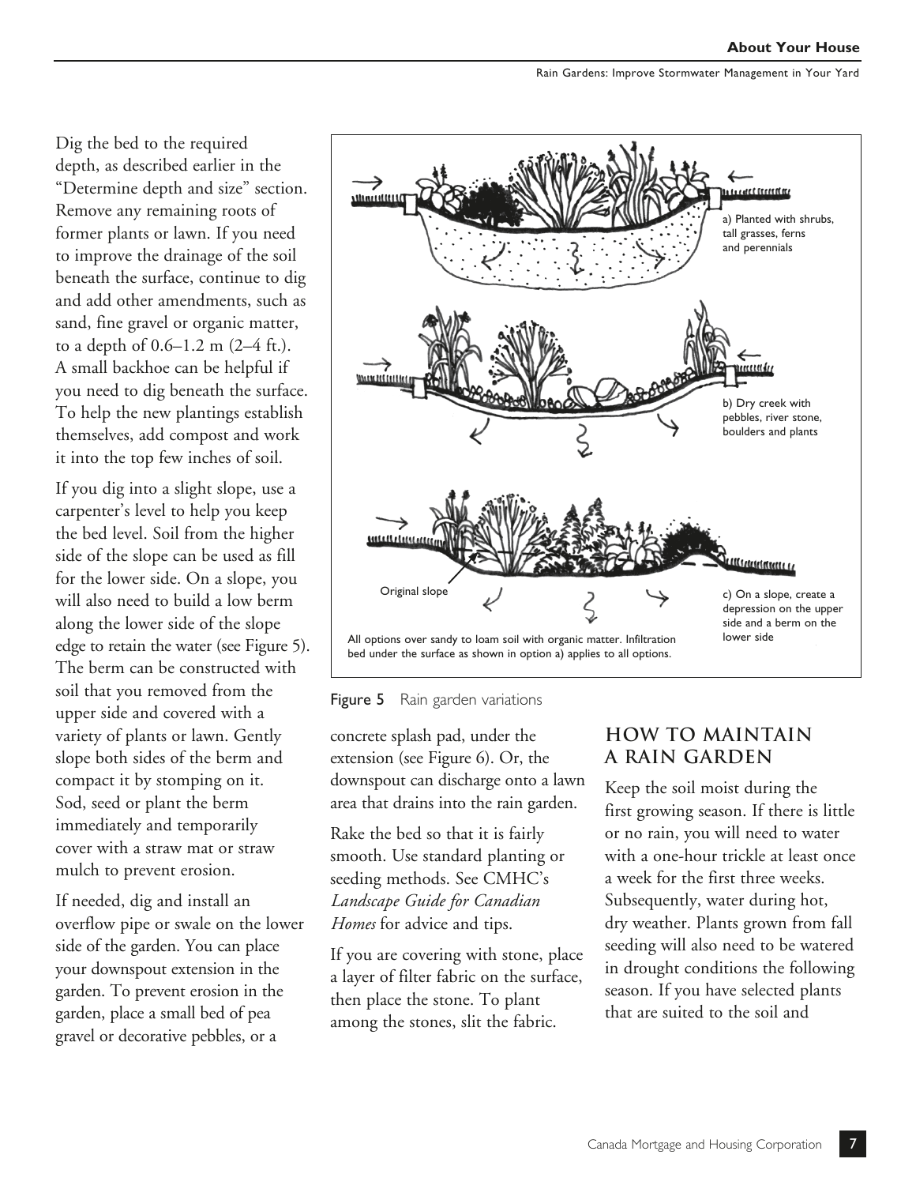Dig the bed to the required depth, as described earlier in the "Determine depth and size" section. Remove any remaining roots of former plants or lawn. If you need to improve the drainage of the soil beneath the surface, continue to dig and add other amendments, such as sand, fine gravel or organic matter, to a depth of 0.6–1.2 m (2–4 ft.). A small backhoe can be helpful if you need to dig beneath the surface. To help the new plantings establish themselves, add compost and work it into the top few inches of soil.

If you dig into a slight slope, use a carpenter's level to help you keep the bed level. Soil from the higher side of the slope can be used as fill for the lower side. On a slope, you will also need to build a low berm along the lower side of the slope edge to retain the water (see Figure 5). The berm can be constructed with soil that you removed from the upper side and covered with a variety of plants or lawn. Gently slope both sides of the berm and compact it by stomping on it. Sod, seed or plant the berm immediately and temporarily cover with a straw mat or straw mulch to prevent erosion.

If needed, dig and install an overflow pipe or swale on the lower side of the garden. You can place your downspout extension in the garden. To prevent erosion in the garden, place a small bed of pea gravel or decorative pebbles, or a concrete splash pad, under the extension (see Figure 6). Or, the downspout can discharge onto a lawn area that drains into the rain garden.

a) Planted with shrubs, tall grasses, ferns and perennials

b) Dry creek with pebbles, river stone, boulders and plants

Original slope

c) On a slope, create a depression on the upper side and a berm on the lower side

All options over sandy to loam soil with organic matter. Infiltration bed under the surface as shown in option a) applies to all options.

**Figure 5** Rain garden variations

Rake the bed so that it is fairly smooth. Use standard planting or seeding methods. See CMHC's *Landscape Guide for Canadian Homes* for advice and tips.

If you are covering with stone, place a layer of filter fabric on the surface, then place the stone. To plant among the stones, slit the fabric.

## HOW TO MAINTAIN A RAIN GARDEN

Keep the soil moist during the first growing season. If there is little or no rain, you will need to water with a one-hour trickle at least once a week for the first three weeks. Subsequently, water during hot, dry weather. Plants grown from fall seeding will also need to be watered in drought conditions the following season. If you have selected plants that are suited to the soil and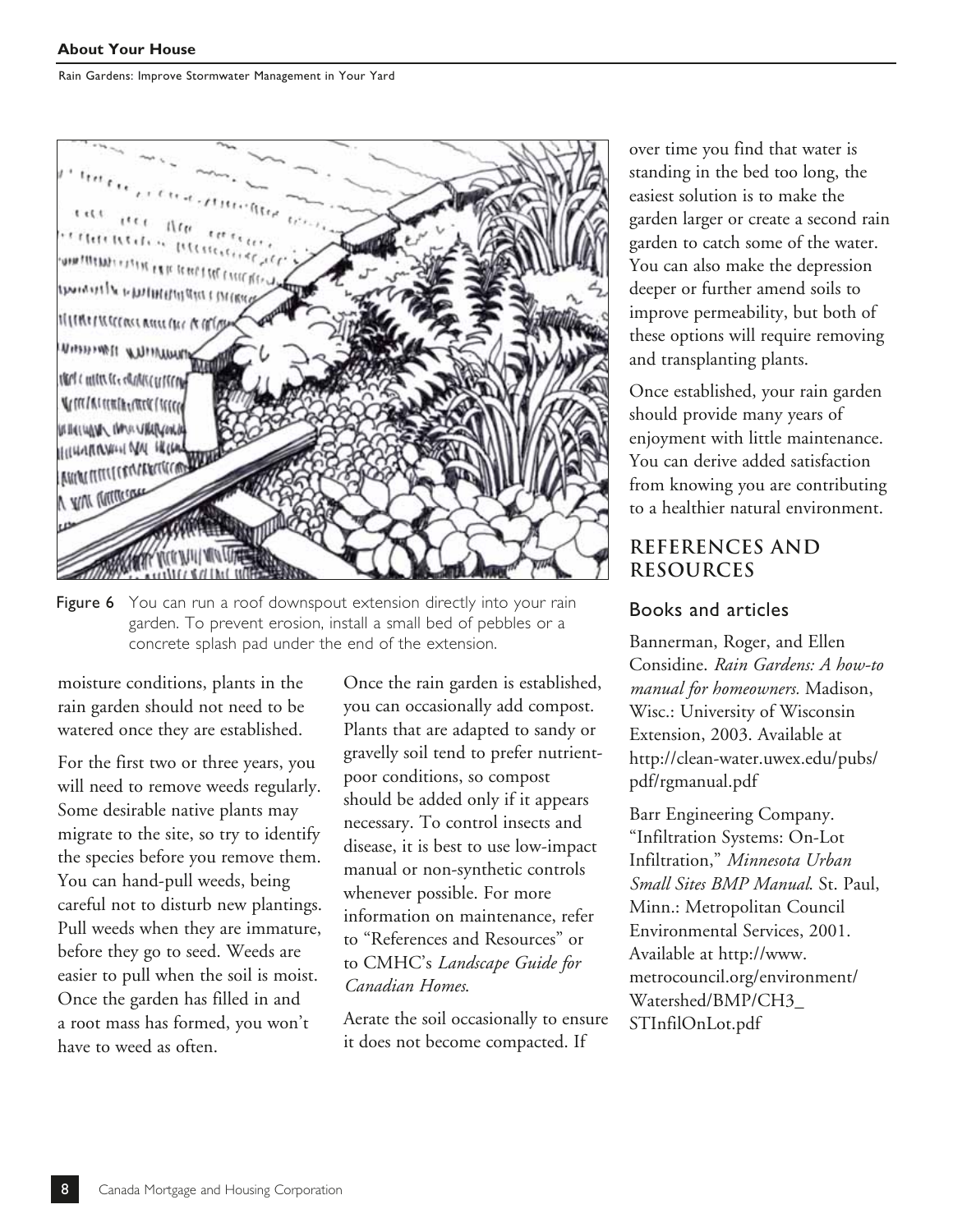Figure 6 You can run a roof downspout extension directly into your rain garden. To prevent erosion, install a small bed of pebbles or a concrete splash pad under the end of the extension.

moisture conditions, plants in the rain garden should not need to be watered once they are established.

For the first two or three years, you will need to remove weeds regularly. Some desirable native plants may migrate to the site, so try to identify the species before you remove them. You can hand-pull weeds, being careful not to disturb new plantings. Pull weeds when they are immature, before they go to seed. Weeds are easier to pull when the soil is moist. Once the garden has filled in and a root mass has formed, you won't have to weed as often.

Once the rain garden is established, you can occasionally add compost. Plants that are adapted to sandy or gravelly soil tend to prefer nutrient-poor conditions, so compost should be added only if it appears necessary. To control insects and disease, it is best to use low-impact manual or non-synthetic controls whenever possible. For more information on maintenance, refer to "References and Resources" or to CMHC's *Landscape Guide for Canadian Homes*.

Aerate the soil occasionally to ensure it does not become compacted. If over time you find that water is standing in the bed too long, the easiest solution is to make the garden larger or create a second rain garden to catch some of the water. You can also make the depression deeper or further amend soils to improve permeability, but both of these options will require removing and transplanting plants.

Once established, your rain garden should provide many years of enjoyment with little maintenance. You can derive added satisfaction from knowing you are contributing to a healthier natural environment.

## REFERENCES AND RESOURCES

### Books and articles

Bannerman, Roger, and Ellen Considine. *Rain Gardens: A how-to manual for homeowners.* Madison, Wisc.: University of Wisconsin Extension, 2003. Available at http://clean-water.uwex.edu/pubs/pdf/rgmanual.pdf

Barr Engineering Company. "Infiltration Systems: On-Lot Infiltration," *Minnesota Urban Small Sites BMP Manual*. St. Paul, Minn.: Metropolitan Council Environmental Services, 2001. Available at http://www.metrocouncil.org/environment/Watershed/BMP/CH3_STInfilOnLot.pdf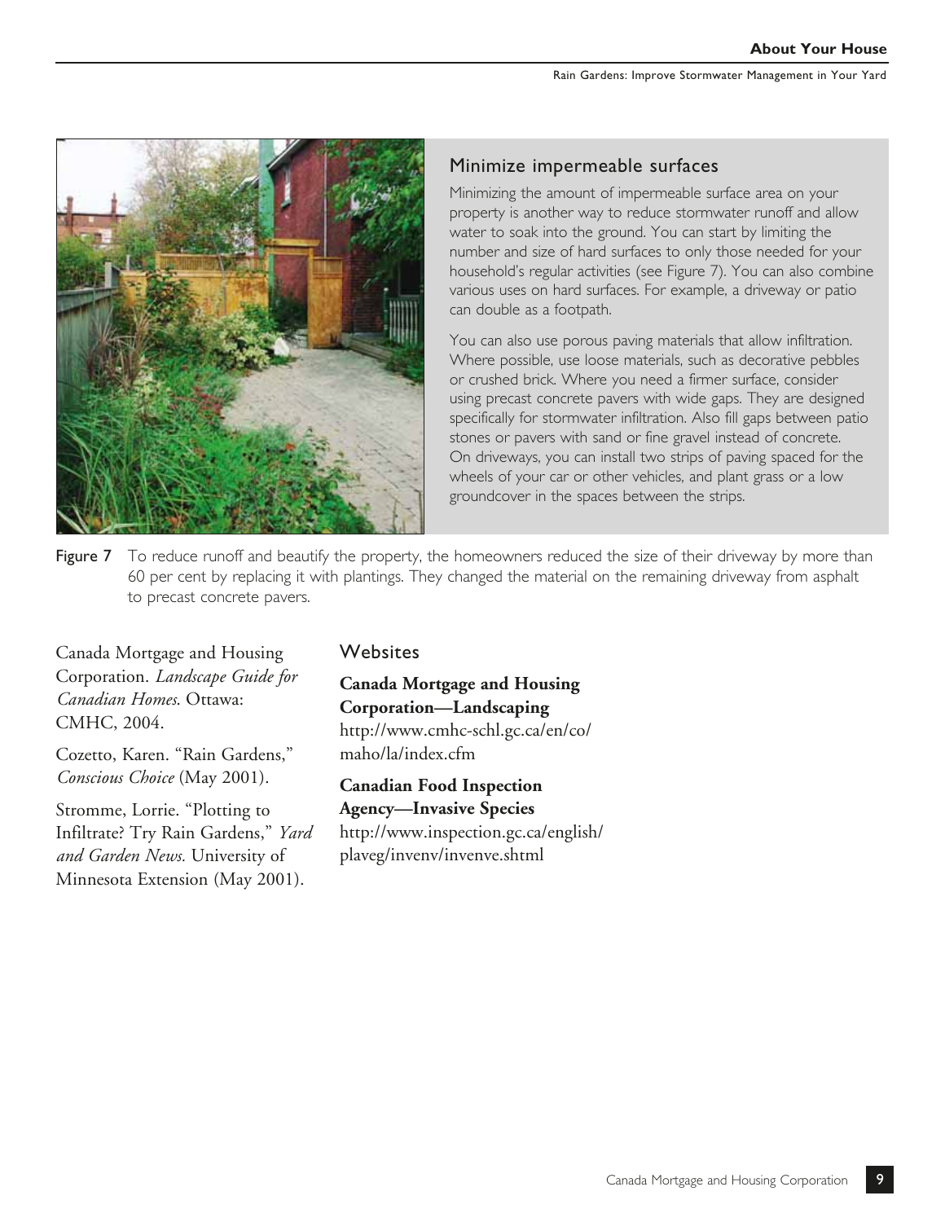## Minimize impermeable surfaces

Minimizing the amount of impermeable surface area on your property is another way to reduce stormwater runoff and allow water to soak into the ground. You can start by limiting the number and size of hard surfaces to only those needed for your household's regular activities (see Figure 7). You can also combine various uses on hard surfaces. For example, a driveway or patio can double as a footpath.

You can also use porous paving materials that allow infiltration. Where possible, use loose materials, such as decorative pebbles or crushed brick. Where you need a firmer surface, consider using precast concrete pavers with wide gaps. They are designed specifically for stormwater infiltration. Also fill gaps between patio stones or pavers with sand or fine gravel instead of concrete. On driveways, you can install two strips of paving spaced for the wheels of your car or other vehicles, and plant grass or a low groundcover in the spaces between the strips.

**Figure 7** To reduce runoff and beautify the property, the homeowners reduced the size of their driveway by more than 60 per cent by replacing it with plantings. They changed the material on the remaining driveway from asphalt to precast concrete pavers.

Canada Mortgage and Housing Corporation. *Landscape Guide for Canadian Homes*. Ottawa: CMHC, 2004.

Cozetto, Karen. "Rain Gardens," *Conscious Choice* (May 2001).

Stromme, Lorrie. "Plotting to Infiltrate? Try Rain Gardens," *Yard and Garden News*. University of Minnesota Extension (May 2001).

## Websites

**Canada Mortgage and Housing Corporation—Landscaping**
http://www.cmhc-schl.gc.ca/en/co/maho/la/index.cfm

**Canadian Food Inspection Agency—Invasive Species**
http://www.inspection.gc.ca/english/plaveg/invenv/invenve.shtml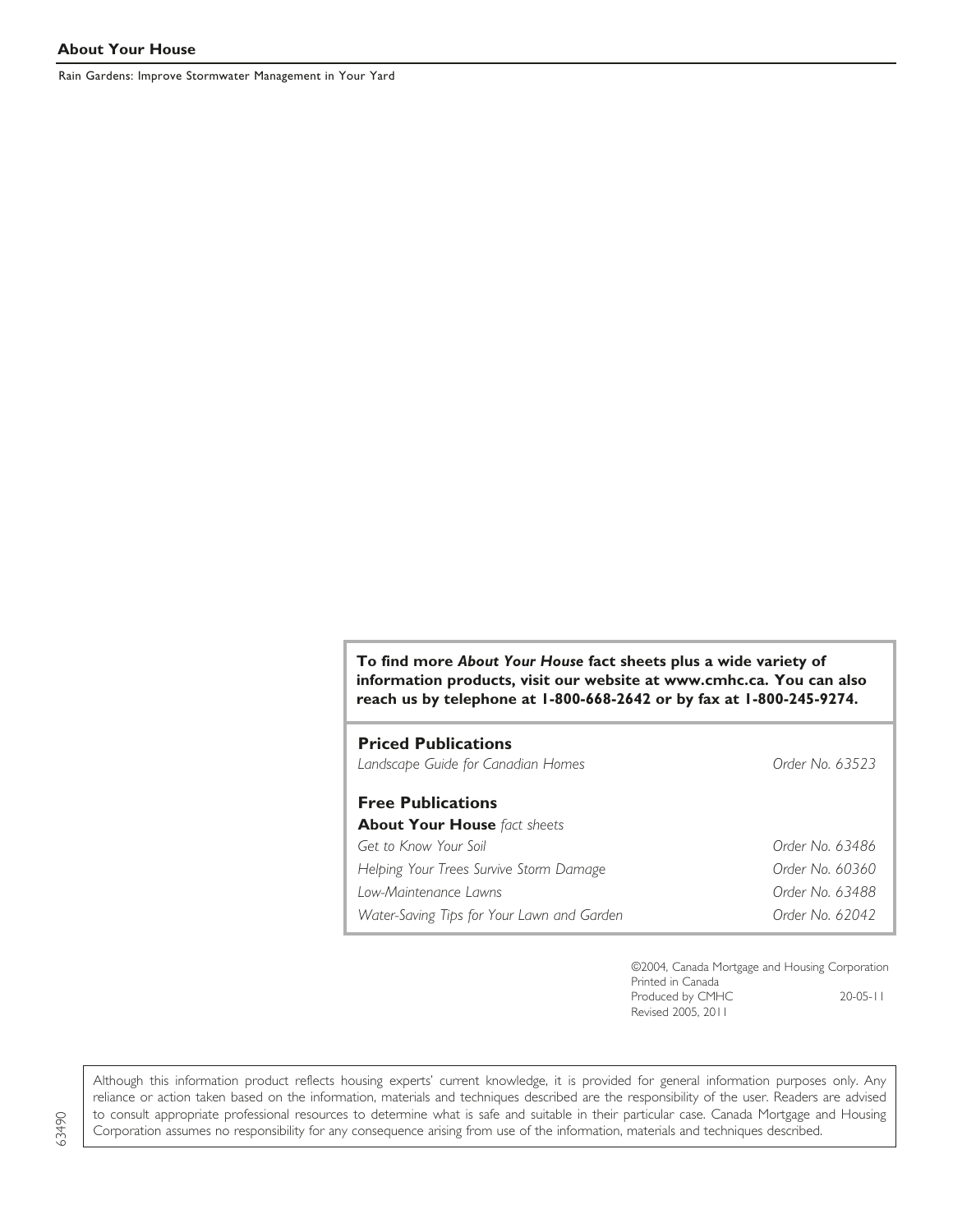**To find more *About Your House* fact sheets plus a wide variety of information products, visit our website at www.cmhc.ca. You can also reach us by telephone at 1-800-668-2642 or by fax at 1-800-245-9274.**

## Priced Publications

*Landscape Guide for Canadian Homes* — *Order No. 63523*

## Free Publications

**About Your House** *fact sheets*

| | |
|---|---|
| *Get to Know Your Soil* | *Order No. 63486* |
| *Helping Your Trees Survive Storm Damage* | *Order No. 60360* |
| *Low-Maintenance Lawns* | *Order No. 63488* |
| *Water-Saving Tips for Your Lawn and Garden* | *Order No. 62042* |

©2004, Canada Mortgage and Housing Corporation
Printed in Canada
Produced by CMHC 20-05-11
Revised 2005, 2011

Although this information product reflects housing experts' current knowledge, it is provided for general information purposes only. Any reliance or action taken based on the information, materials and techniques described are the responsibility of the user. Readers are advised to consult appropriate professional resources to determine what is safe and suitable in their particular case. Canada Mortgage and Housing Corporation assumes no responsibility for any consequence arising from use of the information, materials and techniques described.

63490